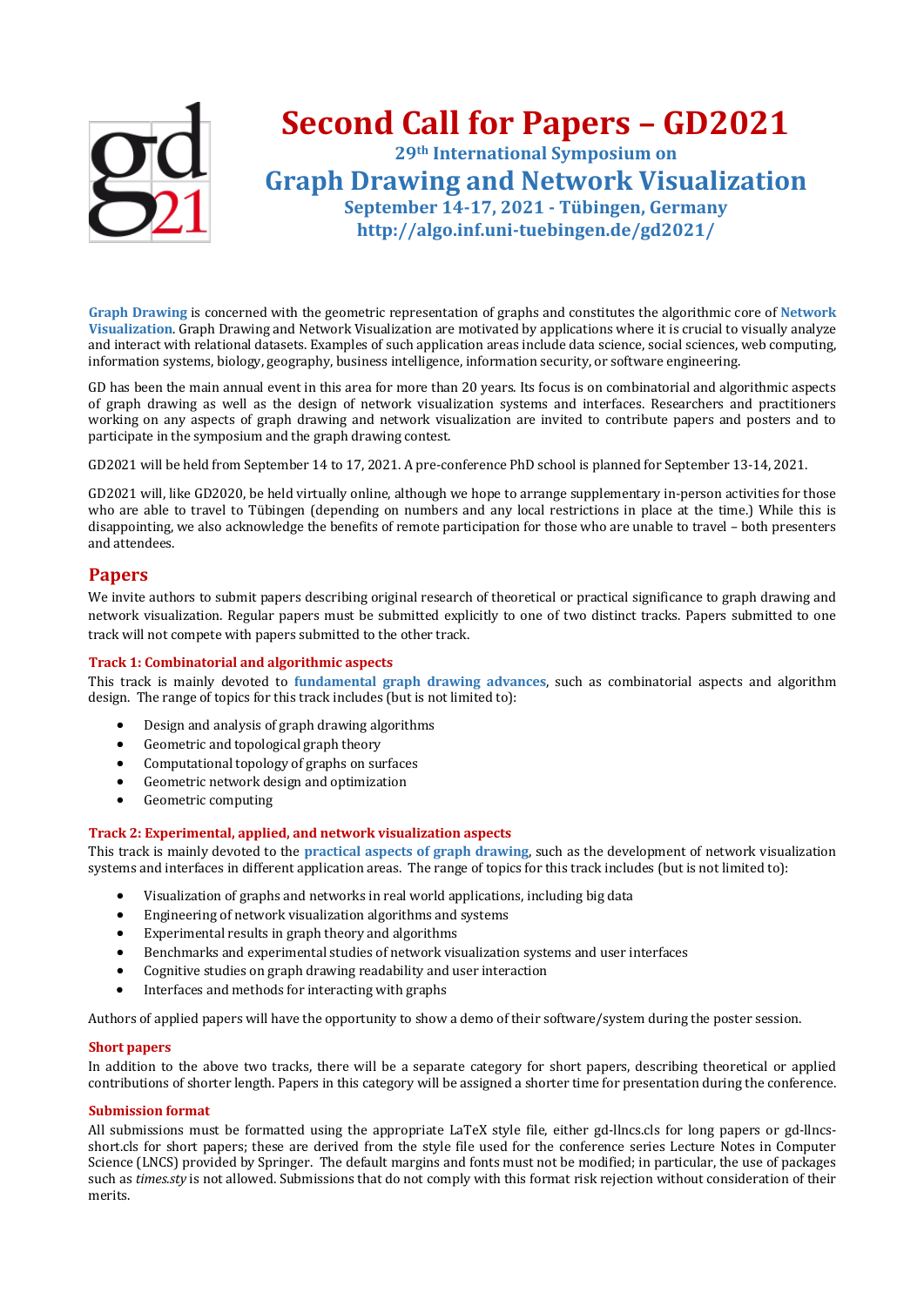# Second Call for Papers – GD2021

### 29th International Symposium on

## Graph Drawing and Network Visualization

### September 14-17, 2021 - Tübingen, Germany

### http://algo.inf.uni-tuebingen.de/gd2021/

**Graph Drawing** is concerned with the geometric representation of graphs and constitutes the algorithmic core of **Network Visualization**. Graph Drawing and Network Visualization are motivated by applications where it is crucial to visually analyze and interact with relational datasets. Examples of such application areas include data science, social sciences, web computing, information systems, biology, geography, business intelligence, information security, or software engineering.

GD has been the main annual event in this area for more than 20 years. Its focus is on combinatorial and algorithmic aspects of graph drawing as well as the design of network visualization systems and interfaces. Researchers and practitioners working on any aspects of graph drawing and network visualization are invited to contribute papers and posters and to participate in the symposium and the graph drawing contest.

GD2021 will be held from September 14 to 17, 2021. A pre-conference PhD school is planned for September 13-14, 2021.

GD2021 will, like GD2020, be held virtually online, although we hope to arrange supplementary in-person activities for those who are able to travel to Tübingen (depending on numbers and any local restrictions in place at the time.) While this is disappointing, we also acknowledge the benefits of remote participation for those who are unable to travel – both presenters and attendees.

## Papers

We invite authors to submit papers describing original research of theoretical or practical significance to graph drawing and network visualization. Regular papers must be submitted explicitly to one of two distinct tracks. Papers submitted to one track will not compete with papers submitted to the other track.

### Track 1: Combinatorial and algorithmic aspects

This track is mainly devoted to **fundamental graph drawing advances**, such as combinatorial aspects and algorithm design. The range of topics for this track includes (but is not limited to):

- Design and analysis of graph drawing algorithms
- Geometric and topological graph theory
- Computational topology of graphs on surfaces
- Geometric network design and optimization
- Geometric computing

### Track 2: Experimental, applied, and network visualization aspects

This track is mainly devoted to the **practical aspects of graph drawing**, such as the development of network visualization systems and interfaces in different application areas. The range of topics for this track includes (but is not limited to):

- Visualization of graphs and networks in real world applications, including big data
- Engineering of network visualization algorithms and systems
- Experimental results in graph theory and algorithms
- Benchmarks and experimental studies of network visualization systems and user interfaces
- Cognitive studies on graph drawing readability and user interaction
- Interfaces and methods for interacting with graphs

Authors of applied papers will have the opportunity to show a demo of their software/system during the poster session.

### Short papers

In addition to the above two tracks, there will be a separate category for short papers, describing theoretical or applied contributions of shorter length. Papers in this category will be assigned a shorter time for presentation during the conference.

### Submission format

All submissions must be formatted using the appropriate LaTeX style file, either gd-llncs.cls for long papers or gd-llncs-short.cls for short papers; these are derived from the style file used for the conference series Lecture Notes in Computer Science (LNCS) provided by Springer. The default margins and fonts must not be modified; in particular, the use of packages such as *times.sty* is not allowed. Submissions that do not comply with this format risk rejection without consideration of their merits.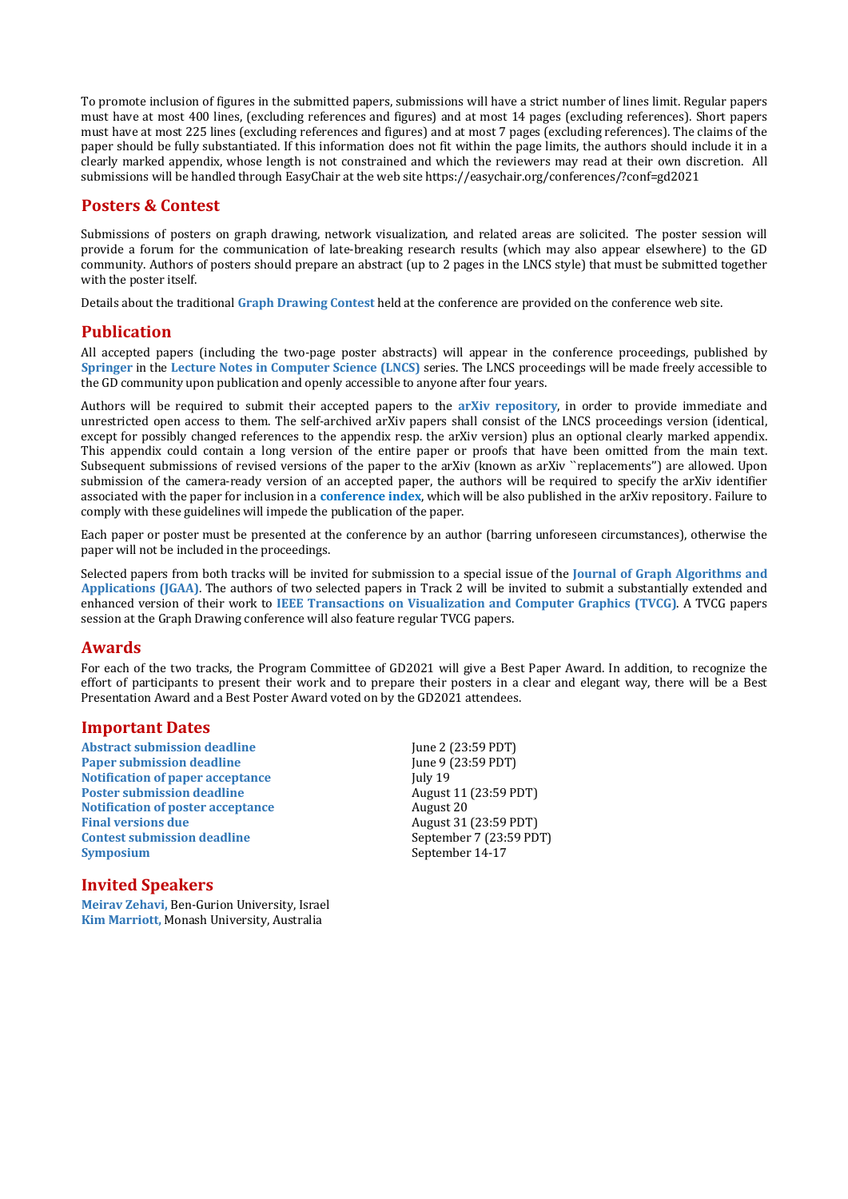To promote inclusion of figures in the submitted papers, submissions will have a strict number of lines limit. Regular papers must have at most 400 lines, (excluding references and figures) and at most 14 pages (excluding references). Short papers must have at most 225 lines (excluding references and figures) and at most 7 pages (excluding references). The claims of the paper should be fully substantiated. If this information does not fit within the page limits, the authors should include it in a clearly marked appendix, whose length is not constrained and which the reviewers may read at their own discretion. All submissions will be handled through EasyChair at the web site https://easychair.org/conferences/?conf=gd2021

## Posters & Contest

Submissions of posters on graph drawing, network visualization, and related areas are solicited. The poster session will provide a forum for the communication of late-breaking research results (which may also appear elsewhere) to the GD community. Authors of posters should prepare an abstract (up to 2 pages in the LNCS style) that must be submitted together with the poster itself.

Details about the traditional **Graph Drawing Contest** held at the conference are provided on the conference web site.

## Publication

All accepted papers (including the two-page poster abstracts) will appear in the conference proceedings, published by **Springer** in the **Lecture Notes in Computer Science (LNCS)** series. The LNCS proceedings will be made freely accessible to the GD community upon publication and openly accessible to anyone after four years.

Authors will be required to submit their accepted papers to the **arXiv repository**, in order to provide immediate and unrestricted open access to them. The self-archived arXiv papers shall consist of the LNCS proceedings version (identical, except for possibly changed references to the appendix resp. the arXiv version) plus an optional clearly marked appendix. This appendix could contain a long version of the entire paper or proofs that have been omitted from the main text. Subsequent submissions of revised versions of the paper to the arXiv (known as arXiv ``replacements") are allowed. Upon submission of the camera-ready version of an accepted paper, the authors will be required to specify the arXiv identifier associated with the paper for inclusion in a **conference index**, which will be also published in the arXiv repository. Failure to comply with these guidelines will impede the publication of the paper.

Each paper or poster must be presented at the conference by an author (barring unforeseen circumstances), otherwise the paper will not be included in the proceedings.

Selected papers from both tracks will be invited for submission to a special issue of the **Journal of Graph Algorithms and Applications (JGAA)**. The authors of two selected papers in Track 2 will be invited to submit a substantially extended and enhanced version of their work to **IEEE Transactions on Visualization and Computer Graphics (TVCG)**. A TVCG papers session at the Graph Drawing conference will also feature regular TVCG papers.

## Awards

For each of the two tracks, the Program Committee of GD2021 will give a Best Paper Award. In addition, to recognize the effort of participants to present their work and to prepare their posters in a clear and elegant way, there will be a Best Presentation Award and a Best Poster Award voted on by the GD2021 attendees.

## Important Dates

| | |
|---|---|
| **Abstract submission deadline** | June 2 (23:59 PDT) |
| **Paper submission deadline** | June 9 (23:59 PDT) |
| **Notification of paper acceptance** | July 19 |
| **Poster submission deadline** | August 11 (23:59 PDT) |
| **Notification of poster acceptance** | August 20 |
| **Final versions due** | August 31 (23:59 PDT) |
| **Contest submission deadline** | September 7 (23:59 PDT) |
| **Symposium** | September 14-17 |

## Invited Speakers

**Meirav Zehavi**, Ben-Gurion University, Israel
**Kim Marriott,** Monash University, Australia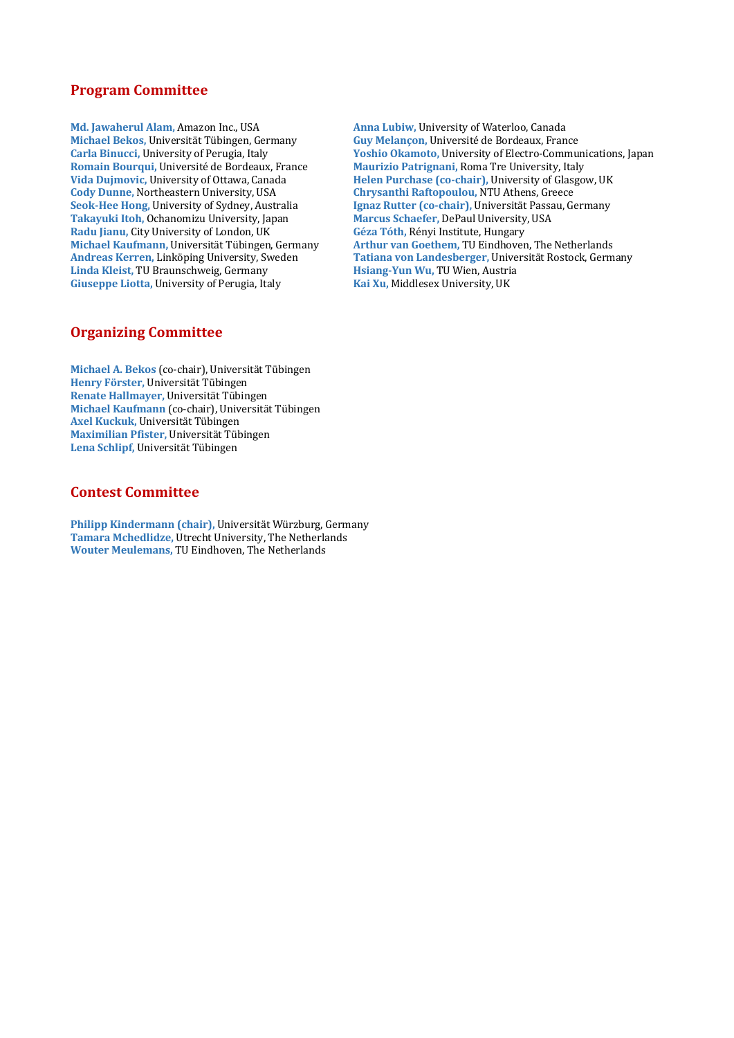## Program Committee

**Md. Jawaherul Alam,** Amazon Inc., USA
**Michael Bekos,** Universität Tübingen, Germany
**Carla Binucci,** University of Perugia, Italy
**Romain Bourqui,** Université de Bordeaux, France
**Vida Dujmovic,** University of Ottawa, Canada
**Cody Dunne,** Northeastern University, USA
**Seok-Hee Hong,** University of Sydney, Australia
**Takayuki Itoh,** Ochanomizu University, Japan
**Radu Jianu,** City University of London, UK
**Michael Kaufmann,** Universität Tübingen, Germany
**Andreas Kerren,** Linköping University, Sweden
**Linda Kleist,** TU Braunschweig, Germany
**Giuseppe Liotta,** University of Perugia, Italy
**Anna Lubiw,** University of Waterloo, Canada
**Guy Melançon,** Université de Bordeaux, France
**Yoshio Okamoto,** University of Electro-Communications, Japan
**Maurizio Patrignani,** Roma Tre University, Italy
**Helen Purchase (co-chair),** University of Glasgow, UK
**Chrysanthi Raftopoulou,** NTU Athens, Greece
**Ignaz Rutter (co-chair),** Universität Passau, Germany
**Marcus Schaefer,** DePaul University, USA
**Géza Tóth,** Rényi Institute, Hungary
**Arthur van Goethem,** TU Eindhoven, The Netherlands
**Tatiana von Landesberger,** Universität Rostock, Germany
**Hsiang-Yun Wu,** TU Wien, Austria
**Kai Xu,** Middlesex University, UK

## Organizing Committee

**Michael A. Bekos** (co-chair), Universität Tübingen
**Henry Förster,** Universität Tübingen
**Renate Hallmayer,** Universität Tübingen
**Michael Kaufmann** (co-chair), Universität Tübingen
**Axel Kuckuk,** Universität Tübingen
**Maximilian Pfister,** Universität Tübingen
**Lena Schlipf,** Universität Tübingen

## Contest Committee

**Philipp Kindermann (chair),** Universität Würzburg, Germany
**Tamara Mchedlidze,** Utrecht University, The Netherlands
**Wouter Meulemans,** TU Eindhoven, The Netherlands